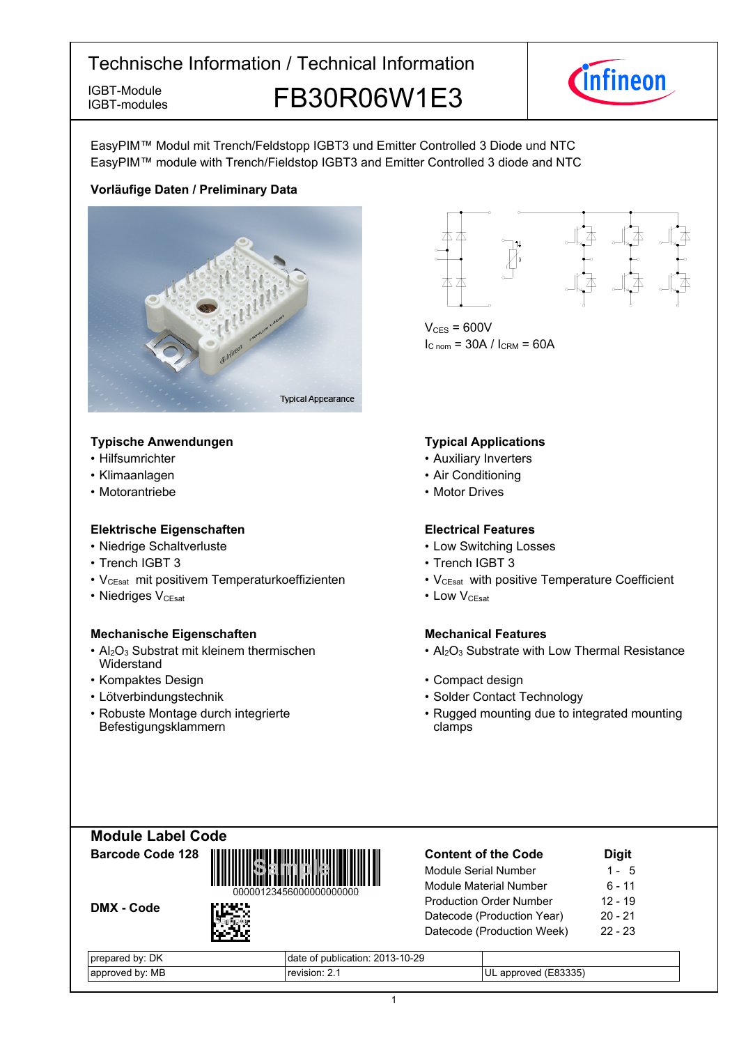# Technische Information / Technical Information

IGBT-Module
IGBT-modules

## FB30R06W1E3

EasyPIM™ Modul mit Trench/Feldstopp IGBT3 und Emitter Controlled 3 Diode und NTC
EasyPIM™ module with Trench/Fieldstop IGBT3 and Emitter Controlled 3 diode and NTC

**Vorläufige Daten / Preliminary Data**

Typical Appearance

$V_{CES}$ = 600V
$I_{C\ nom}$ = 30A / $I_{CRM}$ = 60A

### Typische Anwendungen

- Hilfsumrichter
- Klimaanlagen
- Motorantriebe

### Typical Applications

- Auxiliary Inverters
- Air Conditioning
- Motor Drives

### Elektrische Eigenschaften

- Niedrige Schaltverluste
- Trench IGBT 3
- $V_{CEsat}$ mit positivem Temperaturkoeffizienten
- Niedriges $V_{CEsat}$

### Electrical Features

- Low Switching Losses
- Trench IGBT 3
- $V_{CEsat}$ with positive Temperature Coefficient
- Low $V_{CEsat}$

### Mechanische Eigenschaften

- $Al_2O_3$ Substrat mit kleinem thermischen Widerstand
- Kompaktes Design
- Lötverbindungstechnik
- Robuste Montage durch integrierte Befestigungsklammern

### Mechanical Features

- $Al_2O_3$ Substrate with Low Thermal Resistance
- Compact design
- Solder Contact Technology
- Rugged mounting due to integrated mounting clamps

## Module Label Code

**Barcode Code 128**

00000123456000000000000

**DMX - Code**

| Content of the Code | Digit |
|---|---|
| Module Serial Number | 1 - 5 |
| Module Material Number | 6 - 11 |
| Production Order Number | 12 - 19 |
| Datecode (Production Year) | 20 - 21 |
| Datecode (Production Week) | 22 - 23 |

| prepared by: DK | date of publication: 2013-10-29 | |
|---|---|---|
| approved by: MB | revision: 2.1 | UL approved (E83335) |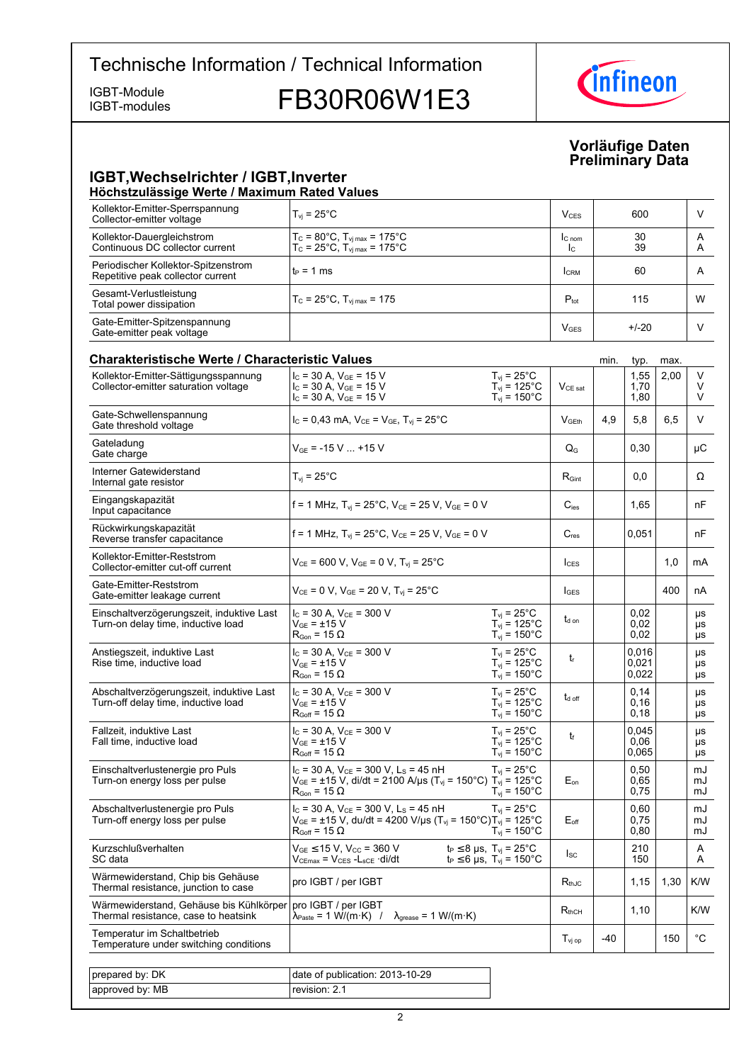# Technische Information / Technical Information

IGBT-Module
IGBT-modules

**FB30R06W1E3**

**Vorläufige Daten**
**Preliminary Data**

## IGBT,Wechselrichter / IGBT,Inverter

### Höchstzulässige Werte / Maximum Rated Values

| | | | | |
|---|---|---|---|---|
| Kollektor-Emitter-Sperrspannung<br>Collector-emitter voltage | $T_{vj}$ = 25°C | $V_{CES}$ | 600 | V |
| Kollektor-Dauergleichstrom<br>Continuous DC collector current | $T_C$ = 80°C, $T_{vj\,max}$ = 175°C<br>$T_C$ = 25°C, $T_{vj\,max}$ = 175°C | $I_{C\,nom}$<br>$I_C$ | 30<br>39 | A<br>A |
| Periodischer Kollektor-Spitzenstrom<br>Repetitive peak collector current | $t_P$ = 1 ms | $I_{CRM}$ | 60 | A |
| Gesamt-Verlustleistung<br>Total power dissipation | $T_C$ = 25°C, $T_{vj\,max}$ = 175 | $P_{tot}$ | 115 | W |
| Gate-Emitter-Spitzenspannung<br>Gate-emitter peak voltage | | $V_{GES}$ | +/-20 | V |

### Charakteristische Werte / Characteristic Values

| | | | | min. | typ. | max. | |
|---|---|---|---|---|---|---|---|
| Kollektor-Emitter-Sättigungsspannung<br>Collector-emitter saturation voltage | $I_C$ = 30 A, $V_{GE}$ = 15 V<br>$I_C$ = 30 A, $V_{GE}$ = 15 V<br>$I_C$ = 30 A, $V_{GE}$ = 15 V | $T_{vj}$ = 25°C<br>$T_{vj}$ = 125°C<br>$T_{vj}$ = 150°C | $V_{CE\,sat}$ | | 1,55<br>1,70<br>1,80 | 2,00 | V<br>V<br>V |
| Gate-Schwellenspannung<br>Gate threshold voltage | $I_C$ = 0,43 mA, $V_{CE}$ = $V_{GE}$, $T_{vj}$ = 25°C | | $V_{GEth}$ | 4,9 | 5,8 | 6,5 | V |
| Gateladung<br>Gate charge | $V_{GE}$ = -15 V ... +15 V | | $Q_G$ | | 0,30 | | µC |
| Interner Gatewiderstand<br>Internal gate resistor | $T_{vj}$ = 25°C | | $R_{Gint}$ | | 0,0 | | Ω |
| Eingangskapazität<br>Input capacitance | f = 1 MHz, $T_{vj}$ = 25°C, $V_{CE}$ = 25 V, $V_{GE}$ = 0 V | | $C_{ies}$ | | 1,65 | | nF |
| Rückwirkungskapazität<br>Reverse transfer capacitance | f = 1 MHz, $T_{vj}$ = 25°C, $V_{CE}$ = 25 V, $V_{GE}$ = 0 V | | $C_{res}$ | | 0,051 | | nF |
| Kollektor-Emitter-Reststrom<br>Collector-emitter cut-off current | $V_{CE}$ = 600 V, $V_{GE}$ = 0 V, $T_{vj}$ = 25°C | | $I_{CES}$ | | | 1,0 | mA |
| Gate-Emitter-Reststrom<br>Gate-emitter leakage current | $V_{CE}$ = 0 V, $V_{GE}$ = 20 V, $T_{vj}$ = 25°C | | $I_{GES}$ | | | 400 | nA |
| Einschaltverzögerungszeit, induktive Last<br>Turn-on delay time, inductive load | $I_C$ = 30 A, $V_{CE}$ = 300 V<br>$V_{GE}$ = ±15 V<br>$R_{Gon}$ = 15 Ω | $T_{vj}$ = 25°C<br>$T_{vj}$ = 125°C<br>$T_{vj}$ = 150°C | $t_{d\,on}$ | | 0,02<br>0,02<br>0,02 | | µs<br>µs<br>µs |
| Anstiegszeit, induktive Last<br>Rise time, inductive load | $I_C$ = 30 A, $V_{CE}$ = 300 V<br>$V_{GE}$ = ±15 V<br>$R_{Gon}$ = 15 Ω | $T_{vj}$ = 25°C<br>$T_{vj}$ = 125°C<br>$T_{vj}$ = 150°C | $t_r$ | | 0,016<br>0,021<br>0,022 | | µs<br>µs<br>µs |
| Abschaltverzögerungszeit, induktive Last<br>Turn-off delay time, inductive load | $I_C$ = 30 A, $V_{CE}$ = 300 V<br>$V_{GE}$ = ±15 V<br>$R_{Goff}$ = 15 Ω | $T_{vj}$ = 25°C<br>$T_{vj}$ = 125°C<br>$T_{vj}$ = 150°C | $t_{d\,off}$ | | 0,14<br>0,16<br>0,18 | | µs<br>µs<br>µs |
| Fallzeit, induktive Last<br>Fall time, inductive load | $I_C$ = 30 A, $V_{CE}$ = 300 V<br>$V_{GE}$ = ±15 V<br>$R_{Goff}$ = 15 Ω | $T_{vj}$ = 25°C<br>$T_{vj}$ = 125°C<br>$T_{vj}$ = 150°C | $t_f$ | | 0,045<br>0,06<br>0,065 | | µs<br>µs<br>µs |
| Einschaltverlustenergie pro Puls<br>Turn-on energy loss per pulse | $I_C$ = 30 A, $V_{CE}$ = 300 V, $L_S$ = 45 nH<br>$V_{GE}$ = ±15 V, di/dt = 2100 A/µs ($T_{vj}$ = 150°C)<br>$R_{Gon}$ = 15 Ω | $T_{vj}$ = 25°C<br>$T_{vj}$ = 125°C<br>$T_{vj}$ = 150°C | $E_{on}$ | | 0,50<br>0,65<br>0,75 | | mJ<br>mJ<br>mJ |
| Abschaltverlustenergie pro Puls<br>Turn-off energy loss per pulse | $I_C$ = 30 A, $V_{CE}$ = 300 V, $L_S$ = 45 nH<br>$V_{GE}$ = ±15 V, du/dt = 4200 V/µs ($T_{vj}$ = 150°C)<br>$R_{Goff}$ = 15 Ω | $T_{vj}$ = 25°C<br>$T_{vj}$ = 125°C<br>$T_{vj}$ = 150°C | $E_{off}$ | | 0,60<br>0,75<br>0,80 | | mJ<br>mJ<br>mJ |
| Kurzschlußverhalten<br>SC data | $V_{GE}$ ≤15 V, $V_{CC}$ = 360 V<br>$V_{CEmax}$ = $V_{CES}$ -$L_{sCE}$ ·di/dt | $t_P$ ≤8 µs, $T_{vj}$ = 25°C<br>$t_P$ ≤6 µs, $T_{vj}$ = 150°C | $I_{SC}$ | | 210<br>150 | | A<br>A |
| Wärmewiderstand, Chip bis Gehäuse<br>Thermal resistance, junction to case | pro IGBT / per IGBT | | $R_{thJC}$ | | 1,15 | 1,30 | K/W |
| Wärmewiderstand, Gehäuse bis Kühlkörper<br>Thermal resistance, case to heatsink | pro IGBT / per IGBT<br>$\lambda_{Paste}$ = 1 W/(m·K) / $\lambda_{grease}$ = 1 W/(m·K) | | $R_{thCH}$ | | 1,10 | | K/W |
| Temperatur im Schaltbetrieb<br>Temperature under switching conditions | | | $T_{vj\,op}$ | -40 | | 150 | °C |

| | |
|---|---|
| prepared by: DK | date of publication: 2013-10-29 |
| approved by: MB | revision: 2.1 |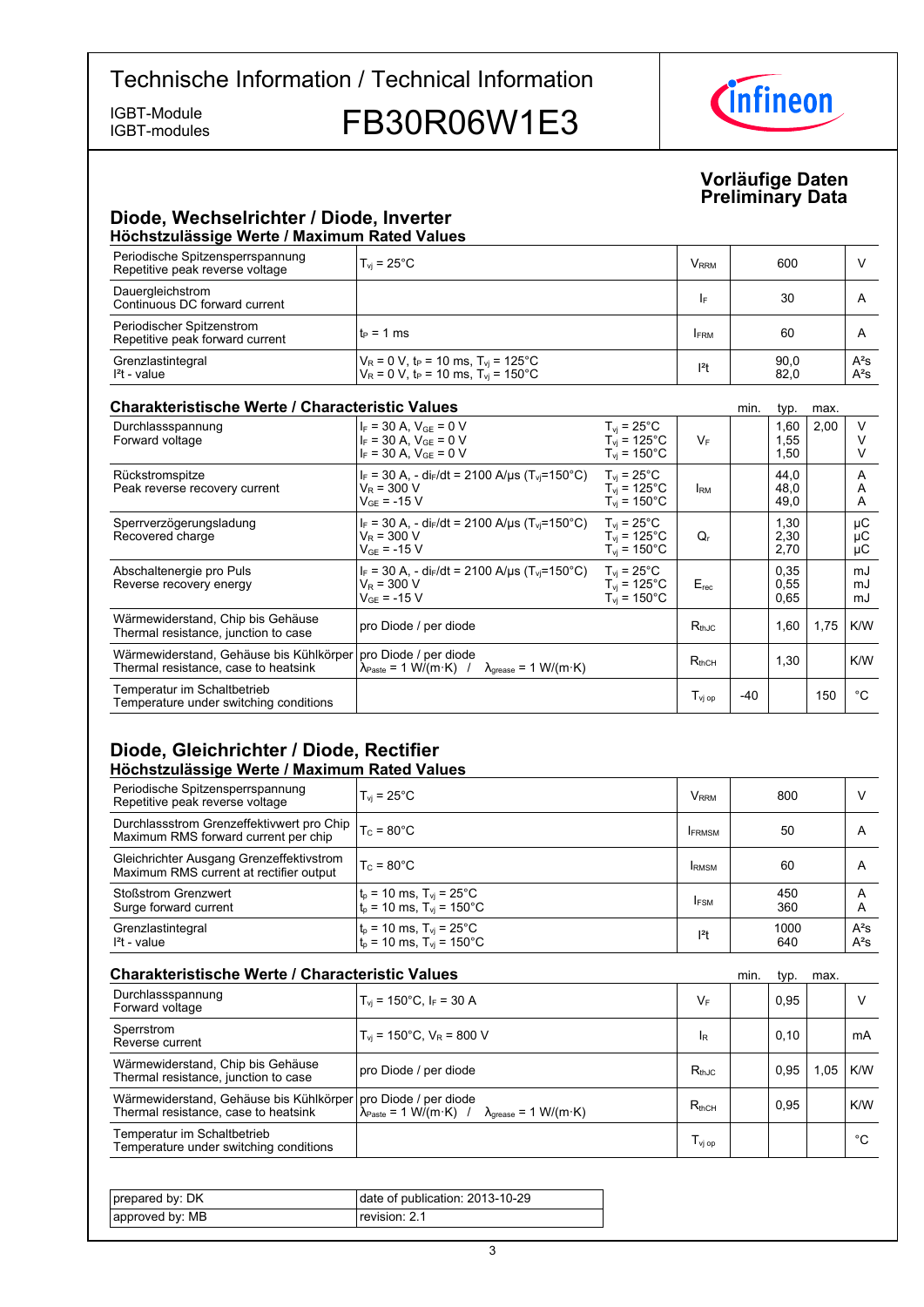# Technische Information / Technical Information

IGBT-Module
IGBT-modules

## FB30R06W1E3

**Vorläufige Daten**
**Preliminary Data**

## Diode, Wechselrichter / Diode, Inverter

### Höchstzulässige Werte / Maximum Rated Values

| | | | | |
|---|---|---|---|---|
| Periodische Spitzensperrspannung<br>Repetitive peak reverse voltage | $T_{vj}$ = 25°C | $V_{RRM}$ | 600 | V |
| Dauergleichstrom<br>Continuous DC forward current | | $I_F$ | 30 | A |
| Periodischer Spitzenstrom<br>Repetitive peak forward current | $t_P$ = 1 ms | $I_{FRM}$ | 60 | A |
| Grenzlastintegral<br>$I^2t$ - value | $V_R$ = 0 V, $t_P$ = 10 ms, $T_{vj}$ = 125°C<br>$V_R$ = 0 V, $t_P$ = 10 ms, $T_{vj}$ = 150°C | $I^2t$ | 90,0<br>82,0 | $A^2s$<br>$A^2s$ |

### Charakteristische Werte / Characteristic Values

| | | | | min. | typ. | max. | |
|---|---|---|---|---|---|---|---|
| Durchlassspannung<br>Forward voltage | $I_F$ = 30 A, $V_{GE}$ = 0 V<br>$I_F$ = 30 A, $V_{GE}$ = 0 V<br>$I_F$ = 30 A, $V_{GE}$ = 0 V | $T_{vj}$ = 25°C<br>$T_{vj}$ = 125°C<br>$T_{vj}$ = 150°C | $V_F$ | | 1,60<br>1,55<br>1,50 | 2,00 | V<br>V<br>V |
| Rückstromspitze<br>Peak reverse recovery current | $I_F$ = 30 A, - $di_F/dt$ = 2100 A/µs ($T_{vj}$=150°C)<br>$V_R$ = 300 V<br>$V_{GE}$ = -15 V | $T_{vj}$ = 25°C<br>$T_{vj}$ = 125°C<br>$T_{vj}$ = 150°C | $I_{RM}$ | | 44,0<br>48,0<br>49,0 | | A<br>A<br>A |
| Sperrverzögerungsladung<br>Recovered charge | $I_F$ = 30 A, - $di_F/dt$ = 2100 A/µs ($T_{vj}$=150°C)<br>$V_R$ = 300 V<br>$V_{GE}$ = -15 V | $T_{vj}$ = 25°C<br>$T_{vj}$ = 125°C<br>$T_{vj}$ = 150°C | $Q_r$ | | 1,30<br>2,30<br>2,70 | | µC<br>µC<br>µC |
| Abschaltenergie pro Puls<br>Reverse recovery energy | $I_F$ = 30 A, - $di_F/dt$ = 2100 A/µs ($T_{vj}$=150°C)<br>$V_R$ = 300 V<br>$V_{GE}$ = -15 V | $T_{vj}$ = 25°C<br>$T_{vj}$ = 125°C<br>$T_{vj}$ = 150°C | $E_{rec}$ | | 0,35<br>0,55<br>0,65 | | mJ<br>mJ<br>mJ |
| Wärmewiderstand, Chip bis Gehäuse<br>Thermal resistance, junction to case | pro Diode / per diode | | $R_{thJC}$ | | 1,60 | 1,75 | K/W |
| Wärmewiderstand, Gehäuse bis Kühlkörper<br>Thermal resistance, case to heatsink | pro Diode / per diode<br>$\lambda_{Paste}$ = 1 W/(m·K) / $\lambda_{grease}$ = 1 W/(m·K) | | $R_{thCH}$ | | 1,30 | | K/W |
| Temperatur im Schaltbetrieb<br>Temperature under switching conditions | | | $T_{vj\ op}$ | -40 | | 150 | °C |

## Diode, Gleichrichter / Diode, Rectifier

### Höchstzulässige Werte / Maximum Rated Values

| | | | | |
|---|---|---|---|---|
| Periodische Spitzensperrspannung<br>Repetitive peak reverse voltage | $T_{vj}$ = 25°C | $V_{RRM}$ | 800 | V |
| Durchlassstrom Grenzeffektivwert pro Chip<br>Maximum RMS forward current per chip | $T_C$ = 80°C | $I_{FRMSM}$ | 50 | A |
| Gleichrichter Ausgang Grenzeffektivstrom<br>Maximum RMS current at rectifier output | $T_C$ = 80°C | $I_{RMSM}$ | 60 | A |
| Stoßstrom Grenzwert<br>Surge forward current | $t_p$ = 10 ms, $T_{vj}$ = 25°C<br>$t_p$ = 10 ms, $T_{vj}$ = 150°C | $I_{FSM}$ | 450<br>360 | A<br>A |
| Grenzlastintegral<br>$I^2t$ - value | $t_p$ = 10 ms, $T_{vj}$ = 25°C<br>$t_p$ = 10 ms, $T_{vj}$ = 150°C | $I^2t$ | 1000<br>640 | $A^2s$<br>$A^2s$ |

### Charakteristische Werte / Characteristic Values

| | | | min. | typ. | max. | |
|---|---|---|---|---|---|---|
| Durchlassspannung<br>Forward voltage | $T_{vj}$ = 150°C, $I_F$ = 30 A | $V_F$ | | 0,95 | | V |
| Sperrstrom<br>Reverse current | $T_{vj}$ = 150°C, $V_R$ = 800 V | $I_R$ | | 0,10 | | mA |
| Wärmewiderstand, Chip bis Gehäuse<br>Thermal resistance, junction to case | pro Diode / per diode | $R_{thJC}$ | | 0,95 | 1,05 | K/W |
| Wärmewiderstand, Gehäuse bis Kühlkörper<br>Thermal resistance, case to heatsink | pro Diode / per diode<br>$\lambda_{Paste}$ = 1 W/(m·K) / $\lambda_{grease}$ = 1 W/(m·K) | $R_{thCH}$ | | 0,95 | | K/W |
| Temperatur im Schaltbetrieb<br>Temperature under switching conditions | | $T_{vj\ op}$ | | | | °C |

| | |
|---|---|
| prepared by: DK | date of publication: 2013-10-29 |
| approved by: MB | revision: 2.1 |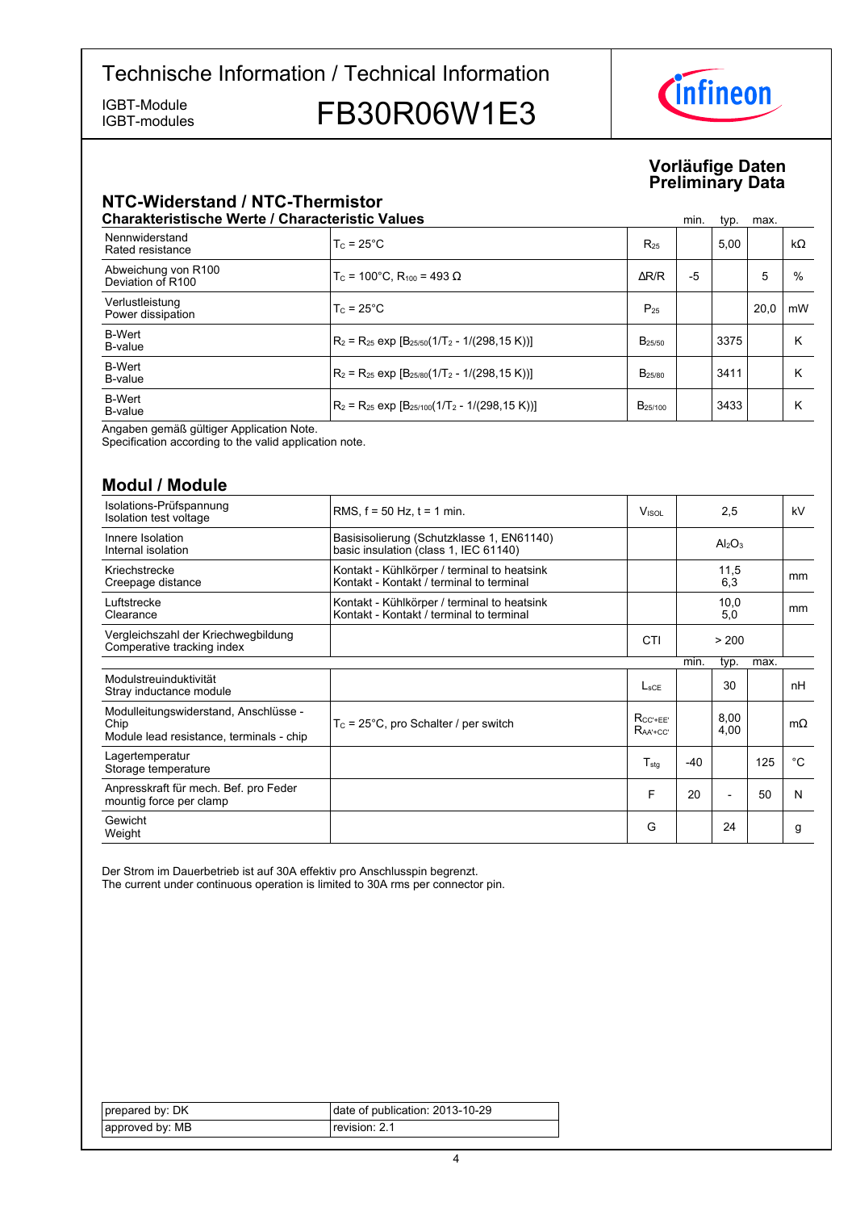# Technische Information / Technical Information

IGBT-Module
IGBT-modules

# FB30R06W1E3

**Vorläufige Daten**
**Preliminary Data**

## NTC-Widerstand / NTC-Thermistor

**Charakteristische Werte / Characteristic Values**

| | | | min. | typ. | max. | |
|---|---|---|---|---|---|---|
| Nennwiderstand<br>Rated resistance | $T_C = 25°C$ | $R_{25}$ | | 5,00 | | kΩ |
| Abweichung von R100<br>Deviation of R100 | $T_C = 100°C$, $R_{100} = 493\ \Omega$ | ΔR/R | -5 | | 5 | % |
| Verlustleistung<br>Power dissipation | $T_C = 25°C$ | $P_{25}$ | | | 20,0 | mW |
| B-Wert<br>B-value | $R_2 = R_{25}\ exp\ [B_{25/50}(1/T_2 - 1/(298,15\ K))]$ | $B_{25/50}$ | | 3375 | | K |
| B-Wert<br>B-value | $R_2 = R_{25}\ exp\ [B_{25/80}(1/T_2 - 1/(298,15\ K))]$ | $B_{25/80}$ | | 3411 | | K |
| B-Wert<br>B-value | $R_2 = R_{25}\ exp\ [B_{25/100}(1/T_2 - 1/(298,15\ K))]$ | $B_{25/100}$ | | 3433 | | K |

Angaben gemäß gültiger Application Note.
Specification according to the valid application note.

## Modul / Module

| | | | | |
|---|---|---|---|---|
| Isolations-Prüfspannung<br>Isolation test voltage | RMS, f = 50 Hz, t = 1 min. | $V_{ISOL}$ | 2,5 | kV |
| Innere Isolation<br>Internal isolation | Basisisolierung (Schutzklasse 1, EN61140)<br>basic insulation (class 1, IEC 61140) | | $Al_2O_3$ | |
| Kriechstrecke<br>Creepage distance | Kontakt - Kühlkörper / terminal to heatsink<br>Kontakt - Kontakt / terminal to terminal | | 11,5<br>6,3 | mm |
| Luftstrecke<br>Clearance | Kontakt - Kühlkörper / terminal to heatsink<br>Kontakt - Kontakt / terminal to terminal | | 10,0<br>5,0 | mm |
| Vergleichszahl der Kriechwegbildung<br>Comperative tracking index | | CTI | > 200 | |

| | | | min. | typ. | max. | |
|---|---|---|---|---|---|---|
| Modulstreuinduktivität<br>Stray inductance module | | $L_{sCE}$ | | 30 | | nH |
| Modulleitungswiderstand, Anschlüsse - Chip<br>Module lead resistance, terminals - chip | $T_C = 25°C$, pro Schalter / per switch | $R_{CC'+EE'}$<br>$R_{AA'+CC'}$ | | 8,00<br>4,00 | | mΩ |
| Lagertemperatur<br>Storage temperature | | $T_{stg}$ | -40 | | 125 | °C |
| Anpresskraft für mech. Bef. pro Feder<br>mountig force per clamp | | F | 20 | - | 50 | N |
| Gewicht<br>Weight | | G | | 24 | | g |

Der Strom im Dauerbetrieb ist auf 30A effektiv pro Anschlusspin begrenzt.
The current under continuous operation is limited to 30A rms per connector pin.

| | |
|---|---|
| prepared by: DK | date of publication: 2013-10-29 |
| approved by: MB | revision: 2.1 |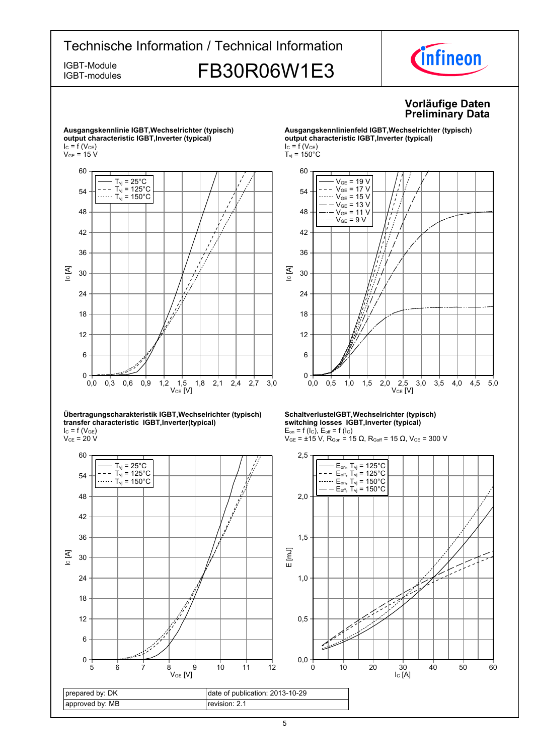**Vorläufige Daten**
**Preliminary Data**

**Ausgangskennlinie IGBT,Wechselrichter (typisch)**
**output characteristic IGBT,Inverter (typical)**
$I_C = f(V_{CE})$
$V_{GE} = 15\ V$

**Ausgangskennlinienfeld IGBT,Wechselrichter (typisch)**
**output characteristic IGBT,Inverter (typical)**
$I_C = f(V_{CE})$
$T_{vj} = 150°C$

**Übertragungscharakteristik IGBT,Wechselrichter (typisch)**
**transfer characteristic IGBT,Inverter(typical)**
$I_C = f(V_{GE})$
$V_{CE} = 20\ V$

**SchaltverlusteIGBT,Wechselrichter (typisch)**
**switching losses IGBT,Inverter (typical)**
$E_{on} = f(I_C)$, $E_{off} = f(I_C)$
$V_{GE} = ±15\ V$, $R_{Gon} = 15\ Ω$, $R_{Goff} = 15\ Ω$, $V_{CE} = 300\ V$

| prepared by: DK | date of publication: 2013-10-29 |
|---|---|
| approved by: MB | revision: 2.1 |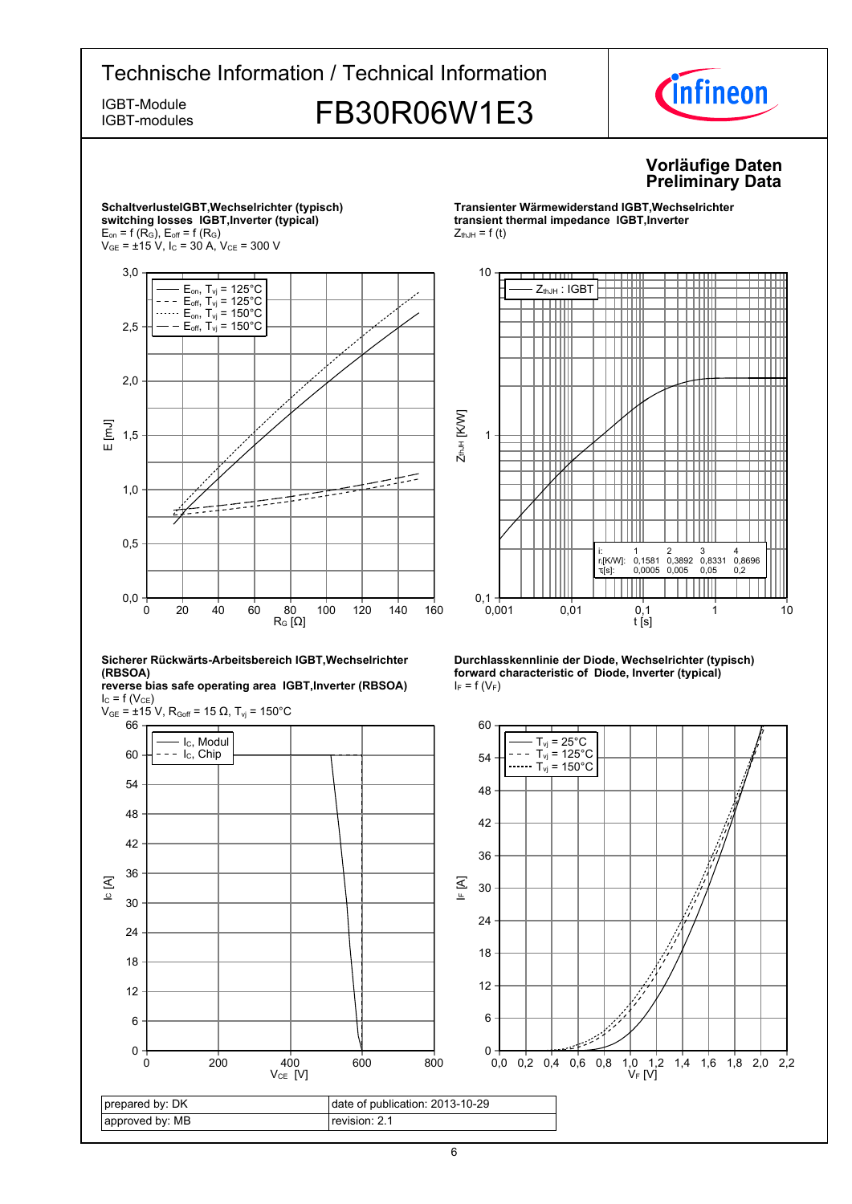# Technische Information / Technical Information

IGBT-Module
IGBT-modules

# FB30R06W1E3

**Vorläufige Daten**
**Preliminary Data**

**SchaltverlusteIGBT,Wechselrichter (typisch)**
**switching losses IGBT,Inverter (typical)**
$E_{on} = f(R_G)$, $E_{off} = f(R_G)$
$V_{GE} = \pm 15$ V, $I_C = 30$ A, $V_{CE} = 300$ V

**Transienter Wärmewiderstand IGBT,Wechselrichter**
**transient thermal impedance IGBT,Inverter**
$Z_{thJH} = f(t)$

| i: | 1 | 2 | 3 | 4 |
|---|---|---|---|---|
| $r_i$[K/W]: | 0,1581 | 0,3892 | 0,8331 | 0,8696 |
| $\tau_i$[s]: | 0,0005 | 0,005 | 0,05 | 0,2 |

**Sicherer Rückwärts-Arbeitsbereich IGBT,Wechselrichter (RBSOA)**
**reverse bias safe operating area IGBT,Inverter (RBSOA)**
$I_C = f(V_{CE})$
$V_{GE} = \pm 15$ V, $R_{Goff} = 15\ \Omega$, $T_{vj} = 150°C$

**Durchlasskennlinie der Diode, Wechselrichter (typisch)**
**forward characteristic of Diode, Inverter (typical)**
$I_F = f(V_F)$

| prepared by: DK | date of publication: 2013-10-29 |
|---|---|
| approved by: MB | revision: 2.1 |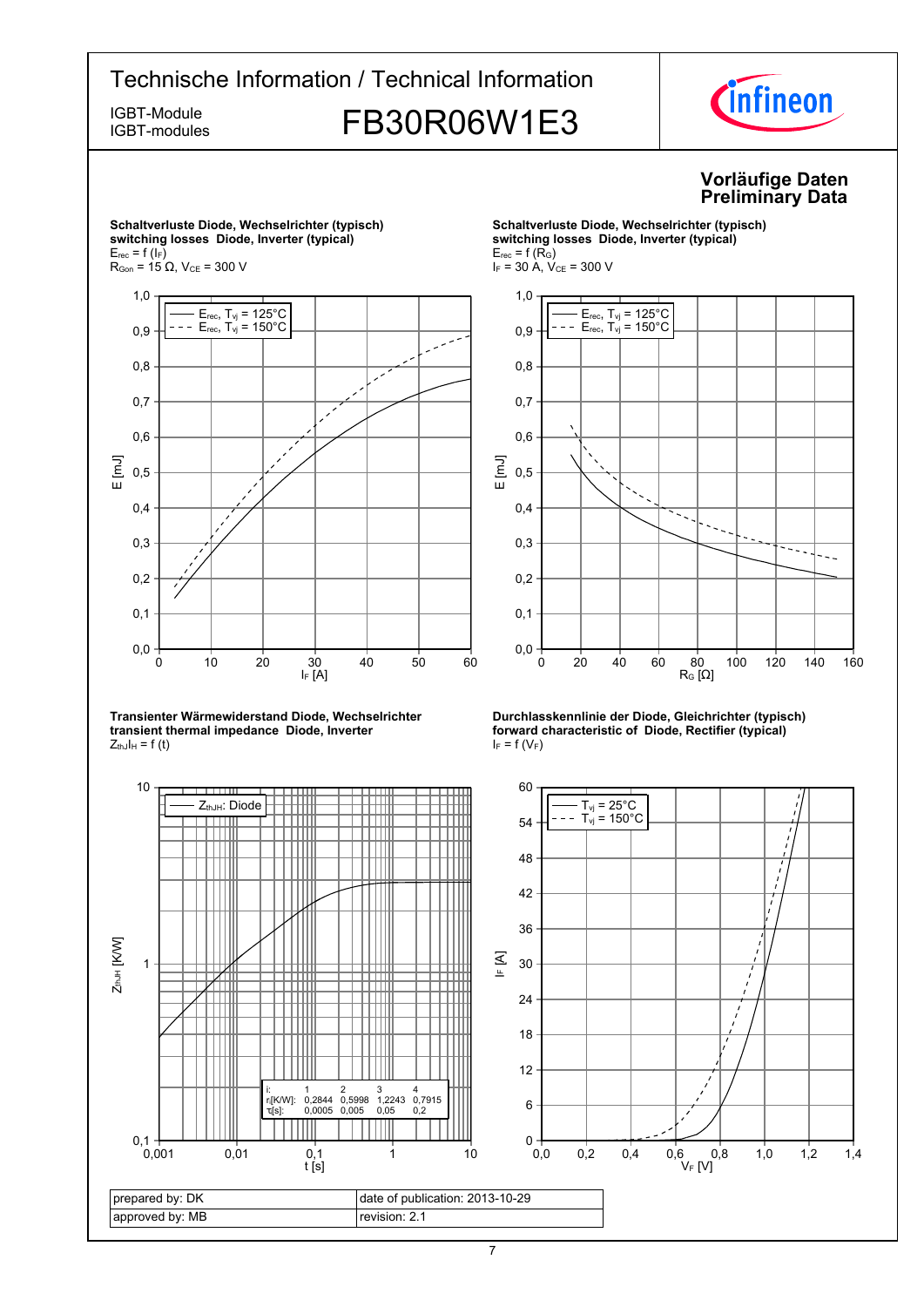Technische Information / Technical Information

IGBT-Module
IGBT-modules

# FB30R06W1E3

**Vorläufige Daten**
**Preliminary Data**

**Schaltverluste Diode, Wechselrichter (typisch)**
**switching losses Diode, Inverter (typical)**
$E_{rec} = f(I_F)$
$R_{Gon} = 15\ \Omega$, $V_{CE} = 300\ V$

**Schaltverluste Diode, Wechselrichter (typisch)**
**switching losses Diode, Inverter (typical)**
$E_{rec} = f(R_G)$
$I_F = 30\ A$, $V_{CE} = 300\ V$

**Transienter Wärmewiderstand Diode, Wechselrichter**
**transient thermal impedance Diode, Inverter**
$Z_{thJH} = f(t)$

| i: | 1 | 2 | 3 | 4 |
|---|---|---|---|---|
| $r_i$[K/W]: | 0,2844 | 0,5998 | 1,2243 | 0,7915 |
| $\tau_i$[s]: | 0,0005 | 0,005 | 0,05 | 0,2 |

**Durchlasskennlinie der Diode, Gleichrichter (typisch)**
**forward characteristic of Diode, Rectifier (typical)**
$I_F = f(V_F)$

| prepared by: DK | date of publication: 2013-10-29 |
|---|---|
| approved by: MB | revision: 2.1 |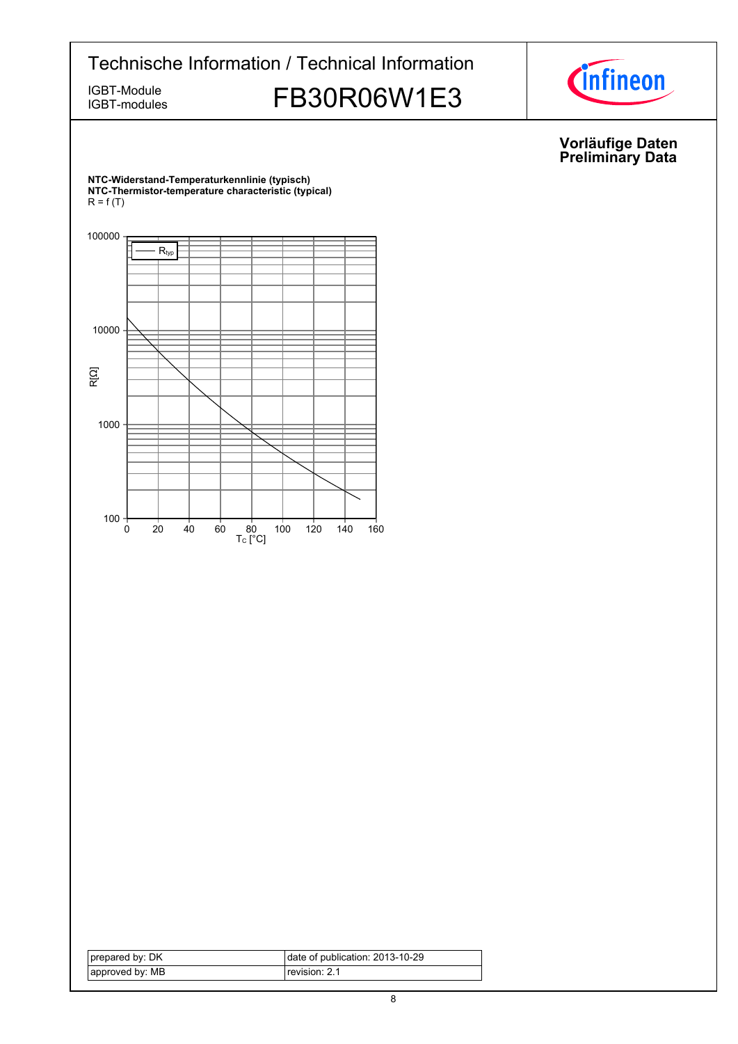**Vorläufige Daten**
**Preliminary Data**

**NTC-Widerstand-Temperaturkennlinie (typisch)**
**NTC-Thermistor-temperature characteristic (typical)**
R = f (T)

| prepared by: DK | date of publication: 2013-10-29 |
|---|---|
| approved by: MB | revision: 2.1 |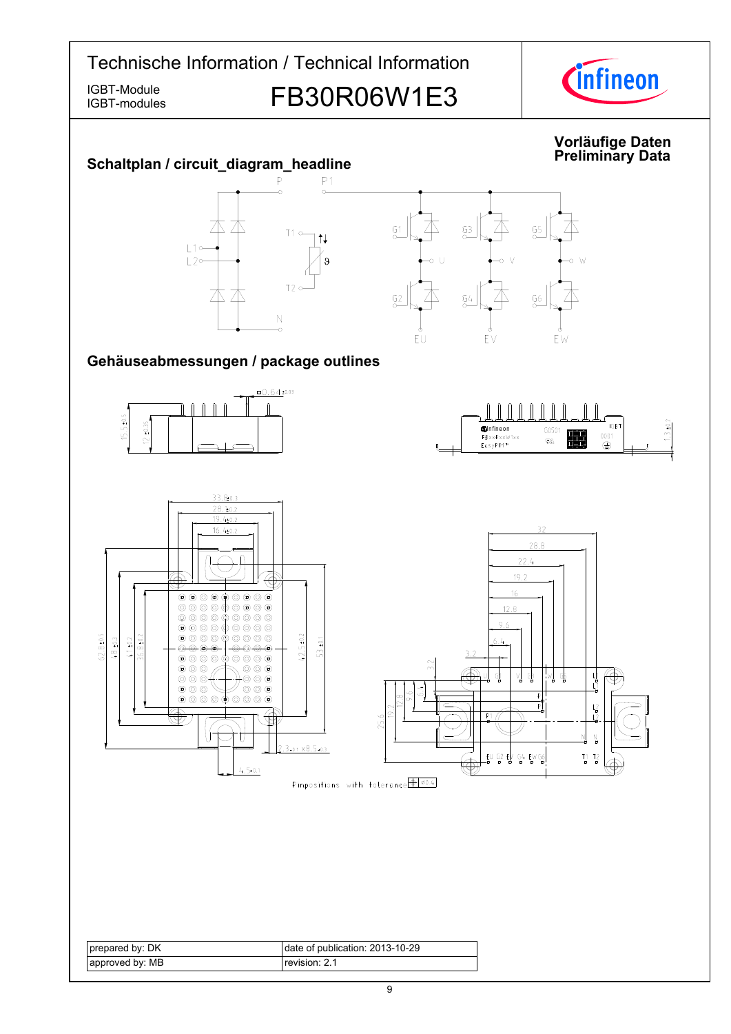Vorläufige Daten
Preliminary Data

## Schaltplan / circuit_diagram_headline

## Gehäuseabmessungen / package outlines

| prepared by: DK | date of publication: 2013-10-29 |
| --- | --- |
| approved by: MB | revision: 2.1 |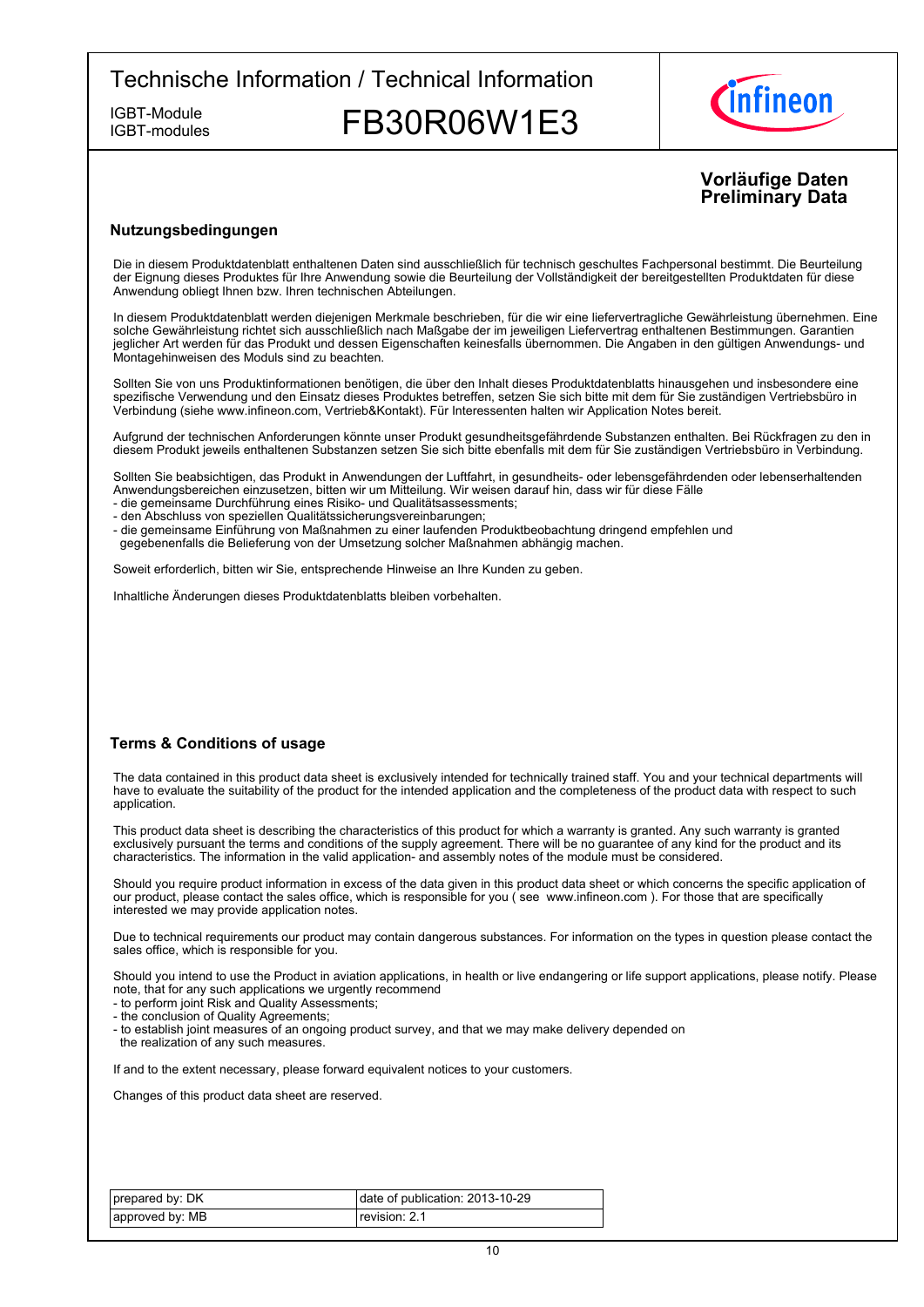Technische Information / Technical Information

IGBT-Module
IGBT-modules

# FB30R06W1E3

**Vorläufige Daten**
**Preliminary Data**

## Nutzungsbedingungen

Die in diesem Produktdatenblatt enthaltenen Daten sind ausschließlich für technisch geschultes Fachpersonal bestimmt. Die Beurteilung der Eignung dieses Produktes für Ihre Anwendung sowie die Beurteilung der Vollständigkeit der bereitgestellten Produktdaten für diese Anwendung obliegt Ihnen bzw. Ihren technischen Abteilungen.

In diesem Produktdatenblatt werden diejenigen Merkmale beschrieben, für die wir eine liefervertragliche Gewährleistung übernehmen. Eine solche Gewährleistung richtet sich ausschließlich nach Maßgabe der im jeweiligen Liefervertrag enthaltenen Bestimmungen. Garantien jeglicher Art werden für das Produkt und dessen Eigenschaften keinesfalls übernommen. Die Angaben in den gültigen Anwendungs- und Montagehinweisen des Moduls sind zu beachten.

Sollten Sie von uns Produktinformationen benötigen, die über den Inhalt dieses Produktdatenblatts hinausgehen und insbesondere eine spezifische Verwendung und den Einsatz dieses Produktes betreffen, setzen Sie sich bitte mit dem für Sie zuständigen Vertriebsbüro in Verbindung (siehe www.infineon.com, Vertrieb&Kontakt). Für Interessenten halten wir Application Notes bereit.

Aufgrund der technischen Anforderungen könnte unser Produkt gesundheitsgefährdende Substanzen enthalten. Bei Rückfragen zu den in diesem Produkt jeweils enthaltenen Substanzen setzen Sie sich bitte ebenfalls mit dem für Sie zuständigen Vertriebsbüro in Verbindung.

Sollten Sie beabsichtigen, das Produkt in Anwendungen der Luftfahrt, in gesundheits- oder lebensgefährdenden oder lebenserhaltenden Anwendungsbereichen einzusetzen, bitten wir um Mitteilung. Wir weisen darauf hin, dass wir für diese Fälle
- die gemeinsame Durchführung eines Risiko- und Qualitätsassessments;
- den Abschluss von speziellen Qualitätssicherungsvereinbarungen;
- die gemeinsame Einführung von Maßnahmen zu einer laufenden Produktbeobachtung dringend empfehlen und gegebenenfalls die Belieferung von der Umsetzung solcher Maßnahmen abhängig machen.

Soweit erforderlich, bitten wir Sie, entsprechende Hinweise an Ihre Kunden zu geben.

Inhaltliche Änderungen dieses Produktdatenblatts bleiben vorbehalten.

## Terms & Conditions of usage

The data contained in this product data sheet is exclusively intended for technically trained staff. You and your technical departments will have to evaluate the suitability of the product for the intended application and the completeness of the product data with respect to such application.

This product data sheet is describing the characteristics of this product for which a warranty is granted. Any such warranty is granted exclusively pursuant the terms and conditions of the supply agreement. There will be no guarantee of any kind for the product and its characteristics. The information in the valid application- and assembly notes of the module must be considered.

Should you require product information in excess of the data given in this product data sheet or which concerns the specific application of our product, please contact the sales office, which is responsible for you ( see www.infineon.com ). For those that are specifically interested we may provide application notes.

Due to technical requirements our product may contain dangerous substances. For information on the types in question please contact the sales office, which is responsible for you.

Should you intend to use the Product in aviation applications, in health or live endangering or life support applications, please notify. Please note, that for any such applications we urgently recommend
- to perform joint Risk and Quality Assessments;
- the conclusion of Quality Agreements;
- to establish joint measures of an ongoing product survey, and that we may make delivery depended on the realization of any such measures.

If and to the extent necessary, please forward equivalent notices to your customers.

Changes of this product data sheet are reserved.

| | |
|---|---|
| prepared by: DK | date of publication: 2013-10-29 |
| approved by: MB | revision: 2.1 |